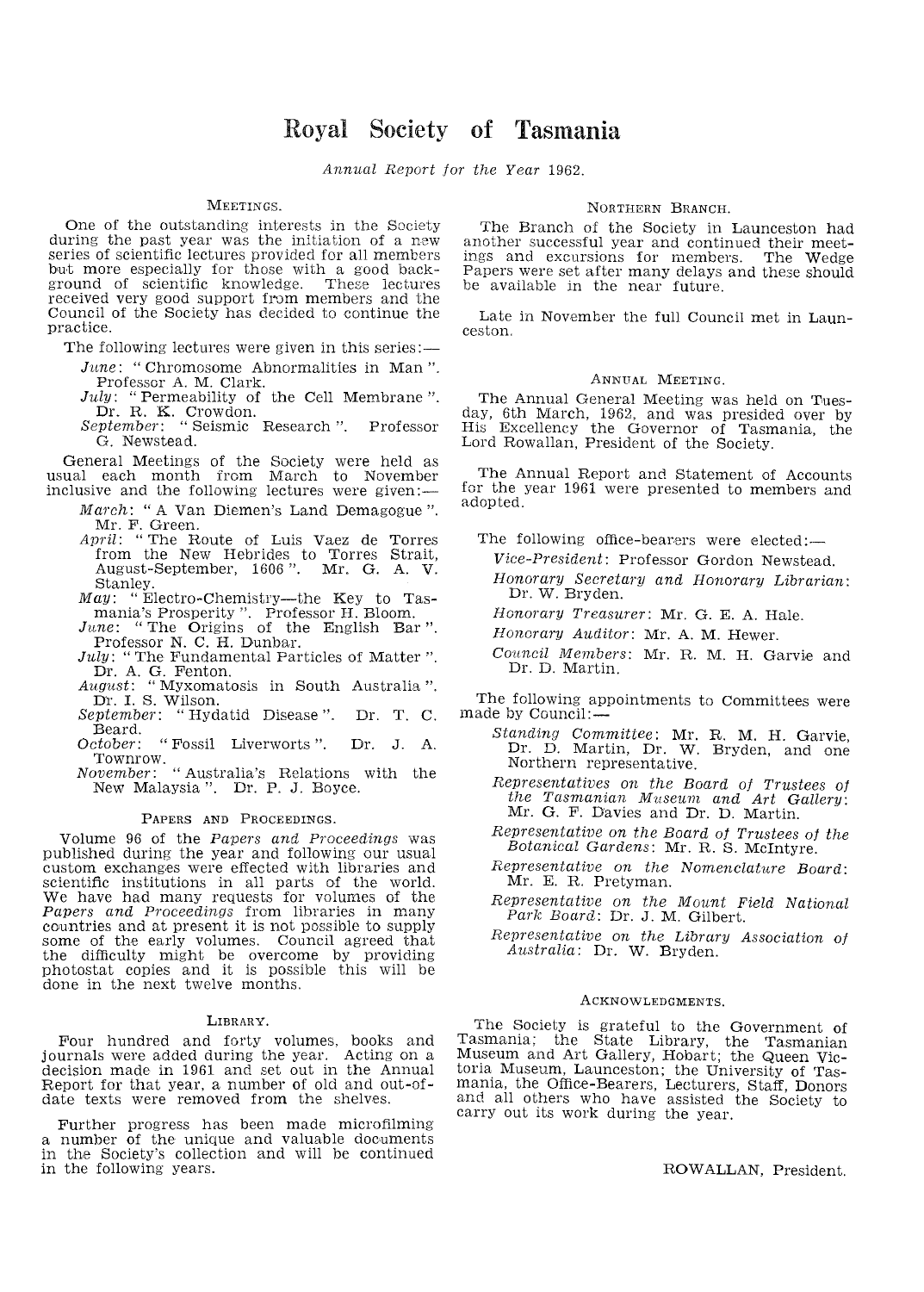# Royal Society of Tasmania

*Annual Report for the Year 1962.*

## Meetings.

One of the outstanding interests in the Society during the past year was the initiation of a new series of scientific lectures provided for all members but more especially for those with a good background of scientific knowledge. These lectures received very good support from members and the Council of the Society has decided to continue the practice.

The following lectures were given in this series:—

*June*: "Chromosome Abnormalities in Man". Professor A. M. Clark.
*July*: "Permeability of the Cell Membrane". Dr. R. K. Crowdon.
*September*: "Seismic Research". Professor G. Newstead.

General Meetings of the Society were held as usual each month from March to November inclusive and the following lectures were given:—

*March*: "A Van Diemen's Land Demagogue". Mr. F. Green.
*April*: "The Route of Luis Vaez de Torres from the New Hebrides to Torres Strait, August-September, 1606". Mr. G. A. V. Stanley.
*May*: "Electro-Chemistry—the Key to Tasmania's Prosperity". Professor H. Bloom.
*June*: "The Origins of the English Bar". Professor N. C. H. Dunbar.
*July*: "The Fundamental Particles of Matter". Dr. A. G. Fenton.
*August*: "Myxomatosis in South Australia". Dr. I. S. Wilson.
*September*: "Hydatid Disease". Dr. T. C. Beard.
*October*: "Fossil Liverworts". Dr. J. A. Townrow.
*November*: "Australia's Relations with the New Malaysia". Dr. P. J. Boyce.

## Papers and Proceedings.

Volume 96 of the *Papers and Proceedings* was published during the year and following our usual custom exchanges were effected with libraries and scientific institutions in all parts of the world. We have had many requests for volumes of the *Papers and Proceedings* from libraries in many countries and at present it is not possible to supply some of the early volumes. Council agreed that the difficulty might be overcome by providing photostat copies and it is possible this will be done in the next twelve months.

## Library.

Four hundred and forty volumes, books and journals were added during the year. Acting on a decision made in 1961 and set out in the Annual Report for that year, a number of old and out-of-date texts were removed from the shelves.

Further progress has been made microfilming a number of the unique and valuable documents in the Society's collection and will be continued in the following years.

## Northern Branch.

The Branch of the Society in Launceston had another successful year and continued their meetings and excursions for members. The Wedge Papers were set after many delays and these should be available in the near future.

Late in November the full Council met in Launceston.

## Annual Meeting.

The Annual General Meeting was held on Tuesday, 6th March, 1962, and was presided over by His Excellency the Governor of Tasmania, the Lord Rowallan, President of the Society.

The Annual Report and Statement of Accounts for the year 1961 were presented to members and adopted.

The following office-bearers were elected:—

*Vice-President*: Professor Gordon Newstead.
*Honorary Secretary and Honorary Librarian*: Dr. W. Bryden.
*Honorary Treasurer*: Mr. G. E. A. Hale.
*Honorary Auditor*: Mr. A. M. Hewer.
*Council Members*: Mr. R. M. H. Garvie and Dr. D. Martin.

The following appointments to Committees were made by Council:—

*Standing Committee*: Mr. R. M. H. Garvie, Dr. D. Martin, Dr. W. Bryden, and one Northern representative.
*Representatives on the Board of Trustees of the Tasmanian Museum and Art Gallery*: Mr. G. F. Davies and Dr. D. Martin.
*Representative on the Board of Trustees of the Botanical Gardens*: Mr. R. S. McIntyre.
*Representative on the Nomenclature Board*: Mr. E. R. Pretyman.
*Representative on the Mount Field National Park Board*: Dr. J. M. Gilbert.
*Representative on the Library Association of Australia*: Dr. W. Bryden.

## Acknowledgments.

The Society is grateful to the Government of Tasmania; the State Library, the Tasmanian Museum and Art Gallery, Hobart; the Queen Victoria Museum, Launceston; the University of Tasmania, the Office-Bearers, Lecturers, Staff, Donors and all others who have assisted the Society to carry out its work during the year.

ROWALLAN, President.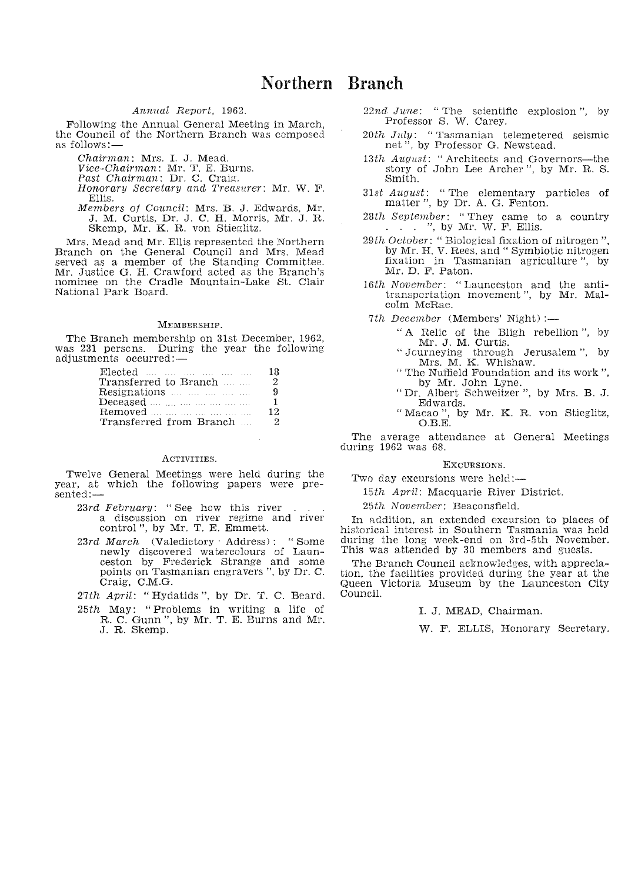# Northern Branch

*Annual Report*, 1962.

Following the Annual General Meeting in March, the Council of the Northern Branch was composed as follows:—

*Chairman*: Mrs. I. J. Mead.
*Vice-Chairman*: Mr. T. E. Burns.
*Past Chairman*: Dr. C. Craig.
*Honorary Secretary and Treasurer*: Mr. W. F. Ellis.
*Members of Council*: Mrs. B. J. Edwards, Mr. J. M. Curtis, Dr. J. C. H. Morris, Mr. J. R. Skemp, Mr. K. R. von Stieglitz.

Mrs. Mead and Mr. Ellis represented the Northern Branch on the General Council and Mrs. Mead served as a member of the Standing Committee. Mr. Justice G. H. Crawford acted as the Branch's nominee on the Cradle Mountain-Lake St. Clair National Park Board.

## Membership.

The Branch membership on 31st December, 1962, was 231 persons. During the year the following adjustments occurred:—

| | |
|---|---|
| Elected | 18 |
| Transferred to Branch | 2 |
| Resignations | 9 |
| Deceased | 1 |
| Removed | 12 |
| Transferred from Branch | 2 |

## Activities.

Twelve General Meetings were held during the year, at which the following papers were presented:—

*23rd February*: "See how this river . . . a discussion on river regime and river control", by Mr. T. E. Emmett.

*23rd March* (Valedictory Address): "Some newly discovered watercolours of Launceston by Frederick Strange and some points on Tasmanian engravers", by Dr. C. Craig, C.M.G.

*27th April*: "Hydatids", by Dr. T. C. Beard.

*25th May*: "Problems in writing a life of R. C. Gunn", by Mr. T. E. Burns and Mr. J. R. Skemp.

*22nd June*: "The scientific explosion", by Professor S. W. Carey.

*20th July*: "Tasmanian telemetered seismic net", by Professor G. Newstead.

*13th August*: "Architects and Governors—the story of John Lee Archer", by Mr. R. S. Smith.

*31st August*: "The elementary particles of matter", by Dr. A. G. Fenton.

*28th September*: "They came to a country . . . ", by Mr. W. F. Ellis.

*29th October*: "Biological fixation of nitrogen", by Mr. H. V. Rees, and "Symbiotic nitrogen fixation in Tasmanian agriculture", by Mr. D. F. Paton.

*16th November*: "Launceston and the anti-transportation movement", by Mr. Malcolm McRae.

*7th December* (Members' Night):—

"A Relic of the Bligh rebellion", by Mr. J. M. Curtis.
"Journeying through Jerusalem", by Mrs. M. K. Whishaw.
"The Nuffield Foundation and its work", by Mr. John Lyne.
"Dr. Albert Schweitzer", by Mrs. B. J. Edwards.
"Macao", by Mr. K. R. von Stieglitz, O.B.E.

The average attendance at General Meetings during 1962 was 68.

## Excursions.

Two day excursions were held:—

*15th April*: Macquarie River District.

*25th November*: Beaconsfield.

In addition, an extended excursion to places of historical interest in Southern Tasmania was held during the long week-end on 3rd-5th November. This was attended by 30 members and guests.

The Branch Council acknowledges, with appreciation, the facilities provided during the year at the Queen Victoria Museum by the Launceston City Council.

I. J. MEAD, Chairman.

W. F. ELLIS, Honorary Secretary.